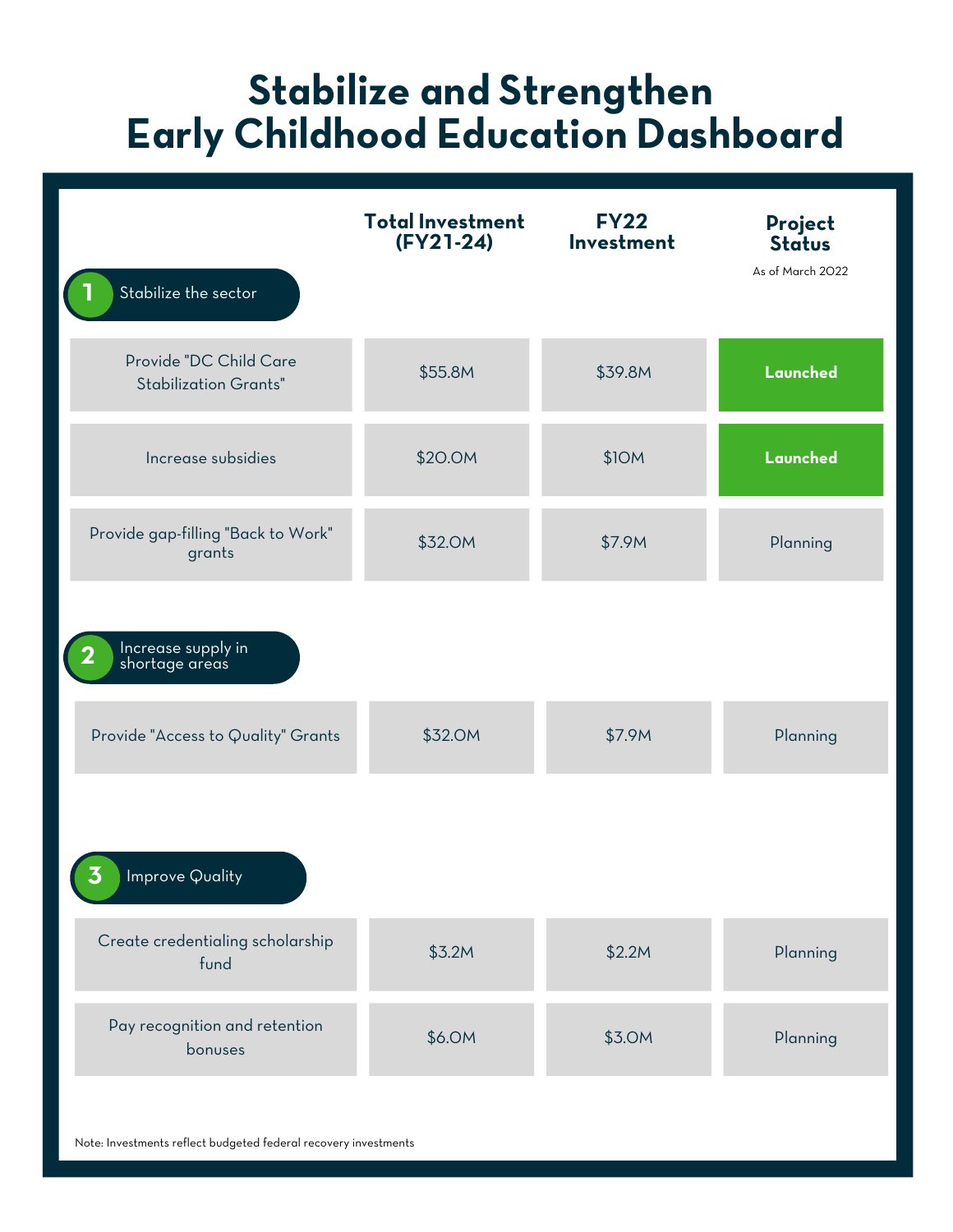# Stabilize and Strengthen Early Childhood Education Dashboard

| | Total Investment (FY21-24) | FY22 Investment | Project Status<br>As of March 2022 |
|---|---|---|---|
| **1 Stabilize the sector** | | | |
| Provide "DC Child Care Stabilization Grants" | $55.8M | $39.8M | **Launched** |
| Increase subsidies | $20.0M | $10M | **Launched** |
| Provide gap-filling "Back to Work" grants | $32.0M | $7.9M | Planning |
| **2 Increase supply in shortage areas** | | | |
| Provide "Access to Quality" Grants | $32.0M | $7.9M | Planning |
| **3 Improve Quality** | | | |
| Create credentialing scholarship fund | $3.2M | $2.2M | Planning |
| Pay recognition and retention bonuses | $6.0M | $3.0M | Planning |

Note: Investments reflect budgeted federal recovery investments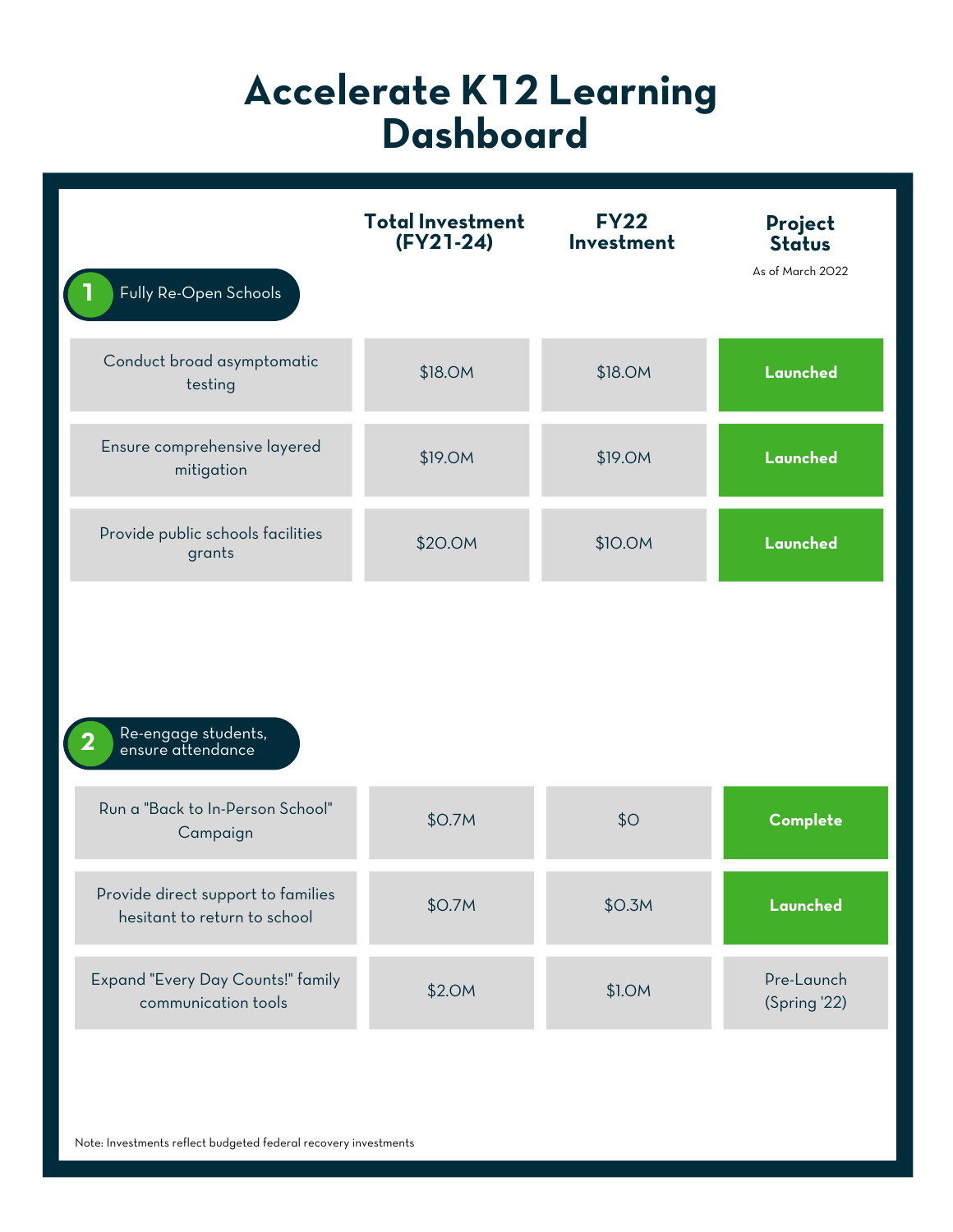# Accelerate K12 Learning Dashboard

| | Total Investment (FY21-24) | FY22 Investment | Project Status<br>As of March 2022 |
|---|---|---|---|
| **1 Fully Re-Open Schools** | | | |
| Conduct broad asymptomatic testing | $18.0M | $18.0M | Launched |
| Ensure comprehensive layered mitigation | $19.0M | $19.0M | Launched |
| Provide public schools facilities grants | $20.0M | $10.0M | Launched |
| **2 Re-engage students, ensure attendance** | | | |
| Run a "Back to In-Person School" Campaign | $0.7M | $0 | Complete |
| Provide direct support to families hesitant to return to school | $0.7M | $0.3M | Launched |
| Expand "Every Day Counts!" family communication tools | $2.0M | $1.0M | Pre-Launch (Spring '22) |

Note: Investments reflect budgeted federal recovery investments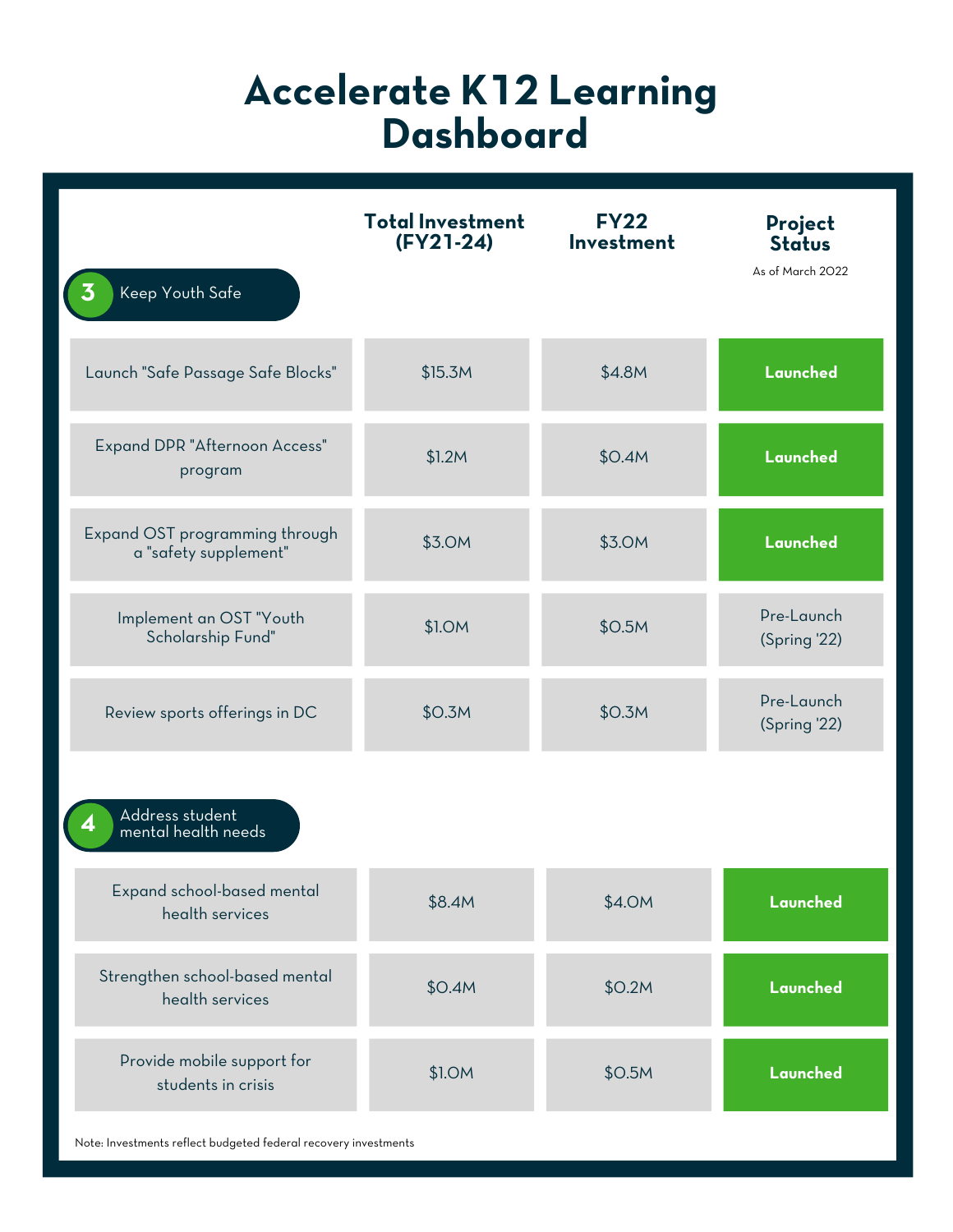# Accelerate K12 Learning Dashboard

| | Total Investment (FY21-24) | FY22 Investment | Project Status<br>As of March 2022 |
|---|---|---|---|
| **3 Keep Youth Safe** | | | |
| Launch "Safe Passage Safe Blocks" | $15.3M | $4.8M | **Launched** |
| Expand DPR "Afternoon Access" program | $1.2M | $0.4M | **Launched** |
| Expand OST programming through a "safety supplement" | $3.0M | $3.0M | **Launched** |
| Implement an OST "Youth Scholarship Fund" | $1.0M | $0.5M | Pre-Launch (Spring '22) |
| Review sports offerings in DC | $0.3M | $0.3M | Pre-Launch (Spring '22) |
| **4 Address student mental health needs** | | | |
| Expand school-based mental health services | $8.4M | $4.0M | **Launched** |
| Strengthen school-based mental health services | $0.4M | $0.2M | **Launched** |
| Provide mobile support for students in crisis | $1.0M | $0.5M | **Launched** |

Note: Investments reflect budgeted federal recovery investments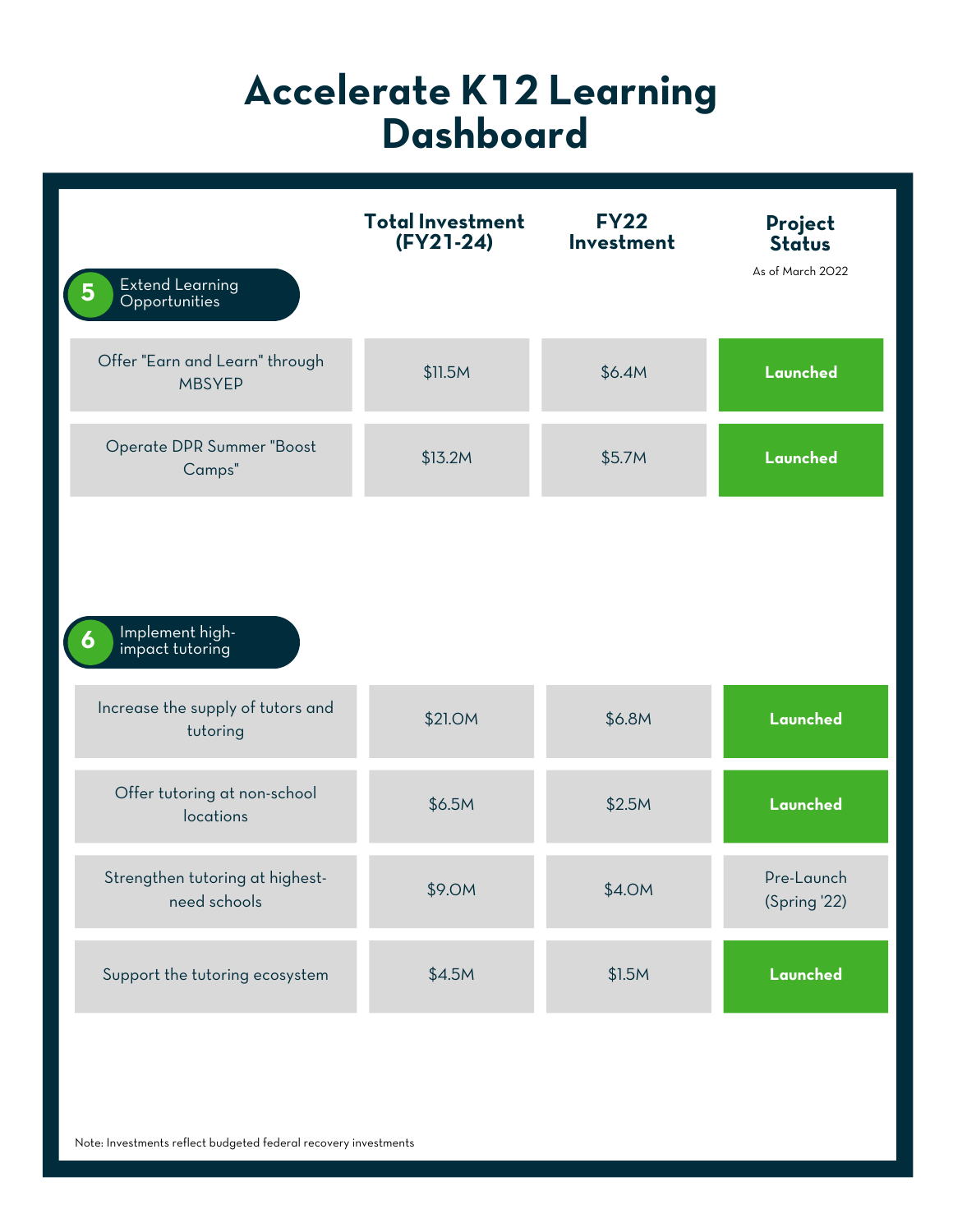# Accelerate K12 Learning Dashboard

| | Total Investment (FY21-24) | FY22 Investment | Project Status<br>As of March 2022 |
|---|---|---|---|
| **5 Extend Learning Opportunities** | | | |
| Offer "Earn and Learn" through MBSYEP | $11.5M | $6.4M | **Launched** |
| Operate DPR Summer "Boost Camps" | $13.2M | $5.7M | **Launched** |
| **6 Implement high-impact tutoring** | | | |
| Increase the supply of tutors and tutoring | $21.0M | $6.8M | **Launched** |
| Offer tutoring at non-school locations | $6.5M | $2.5M | **Launched** |
| Strengthen tutoring at highest-need schools | $9.0M | $4.0M | Pre-Launch (Spring '22) |
| Support the tutoring ecosystem | $4.5M | $1.5M | **Launched** |

Note: Investments reflect budgeted federal recovery investments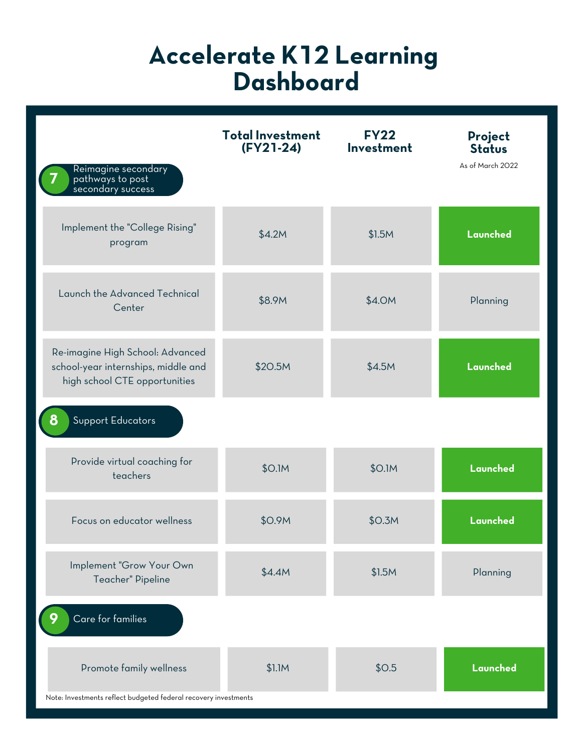# Accelerate K12 Learning Dashboard

| | Total Investment (FY21-24) | FY22 Investment | Project Status<br>As of March 2022 |
|---|---|---|---|
| **7 Reimagine secondary pathways to post secondary success** | | | |
| Implement the "College Rising" program | $4.2M | $1.5M | **Launched** |
| Launch the Advanced Technical Center | $8.9M | $4.0M | Planning |
| Re-imagine High School: Advanced school-year internships, middle and high school CTE opportunities | $20.5M | $4.5M | **Launched** |
| **8 Support Educators** | | | |
| Provide virtual coaching for teachers | $0.1M | $0.1M | **Launched** |
| Focus on educator wellness | $0.9M | $0.3M | **Launched** |
| Implement "Grow Your Own Teacher" Pipeline | $4.4M | $1.5M | Planning |
| **9 Care for families** | | | |
| Promote family wellness | $1.1M | $0.5 | **Launched** |

Note: Investments reflect budgeted federal recovery investments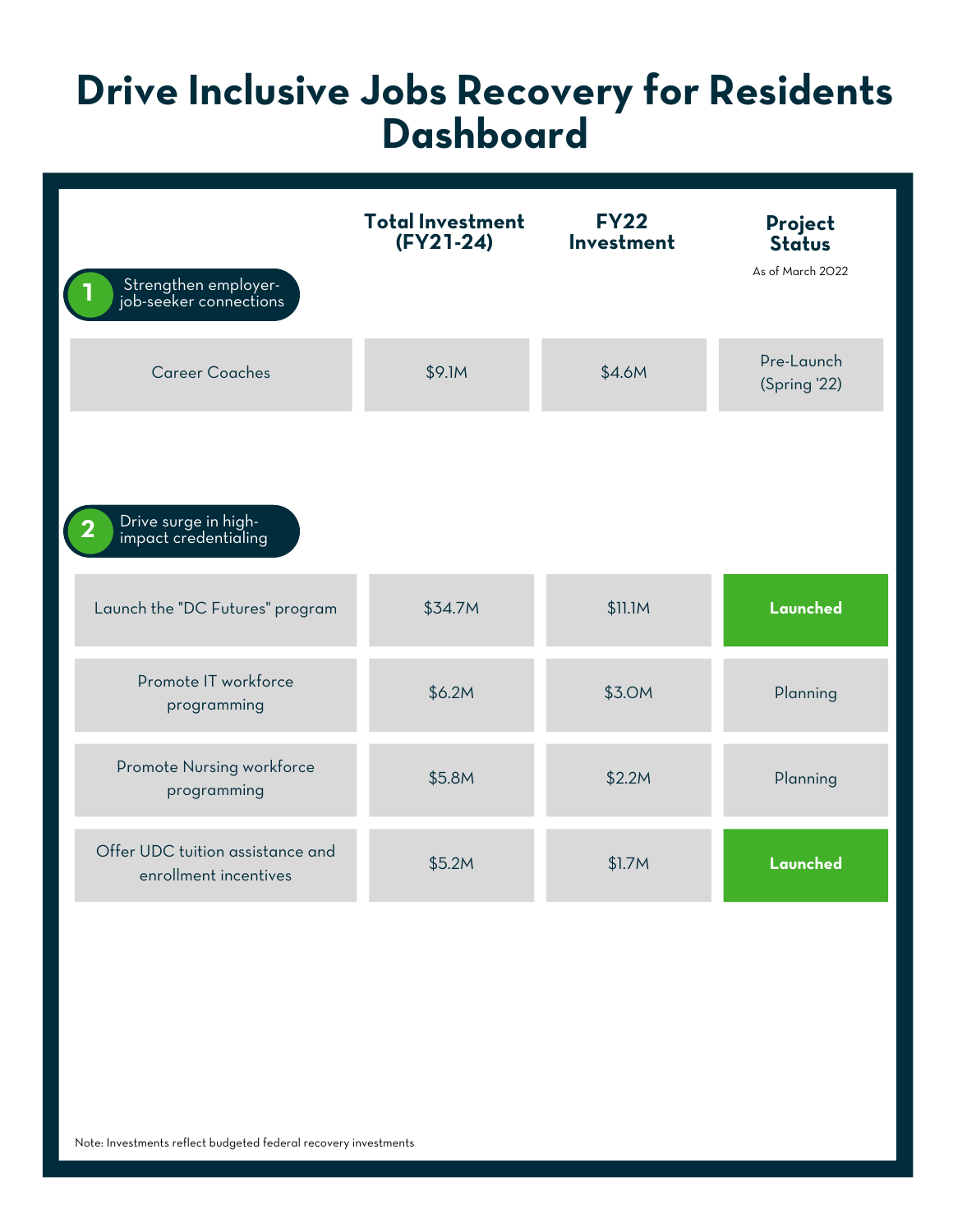# Drive Inclusive Jobs Recovery for Residents Dashboard

| | Total Investment (FY21-24) | FY22 Investment | Project Status<br>As of March 2022 |
|---|---|---|---|
| **1 Strengthen employer-job-seeker connections** | | | |
| Career Coaches | $9.1M | $4.6M | Pre-Launch (Spring '22) |
| **2 Drive surge in high-impact credentialing** | | | |
| Launch the "DC Futures" program | $34.7M | $11.1M | **Launched** |
| Promote IT workforce programming | $6.2M | $3.0M | Planning |
| Promote Nursing workforce programming | $5.8M | $2.2M | Planning |
| Offer UDC tuition assistance and enrollment incentives | $5.2M | $1.7M | **Launched** |

Note: Investments reflect budgeted federal recovery investments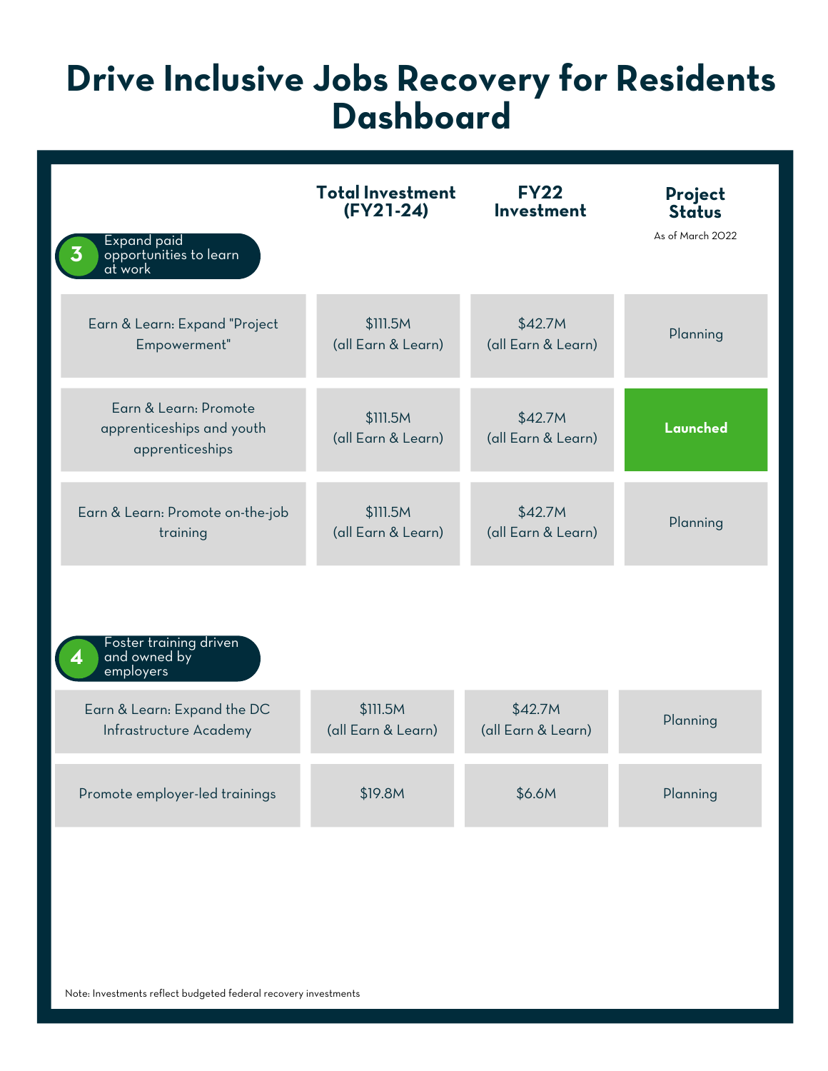# Drive Inclusive Jobs Recovery for Residents Dashboard

| | Total Investment (FY21-24) | FY22 Investment | Project Status<br>As of March 2022 |
|---|---|---|---|
| **3 Expand paid opportunities to learn at work** | | | |
| Earn & Learn: Expand "Project Empowerment" | $111.5M (all Earn & Learn) | $42.7M (all Earn & Learn) | Planning |
| Earn & Learn: Promote apprenticeships and youth apprenticeships | $111.5M (all Earn & Learn) | $42.7M (all Earn & Learn) | **Launched** |
| Earn & Learn: Promote on-the-job training | $111.5M (all Earn & Learn) | $42.7M (all Earn & Learn) | Planning |
| **4 Foster training driven and owned by employers** | | | |
| Earn & Learn: Expand the DC Infrastructure Academy | $111.5M (all Earn & Learn) | $42.7M (all Earn & Learn) | Planning |
| Promote employer-led trainings | $19.8M | $6.6M | Planning |

Note: Investments reflect budgeted federal recovery investments